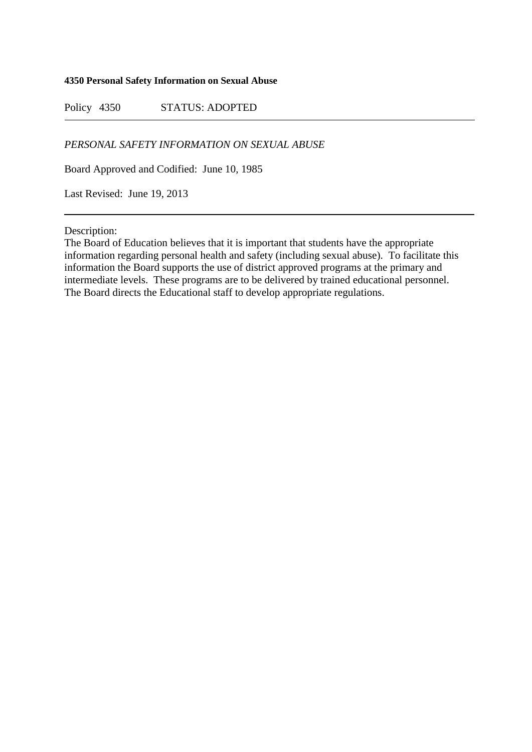**4350 Personal Safety Information on Sexual Abuse**

Policy 4350 STATUS: ADOPTED

---

*PERSONAL SAFETY INFORMATION ON SEXUAL ABUSE*

Board Approved and Codified: June 10, 1985

Last Revised: June 19, 2013

---

Description:
The Board of Education believes that it is important that students have the appropriate information regarding personal health and safety (including sexual abuse). To facilitate this information the Board supports the use of district approved programs at the primary and intermediate levels. These programs are to be delivered by trained educational personnel. The Board directs the Educational staff to develop appropriate regulations.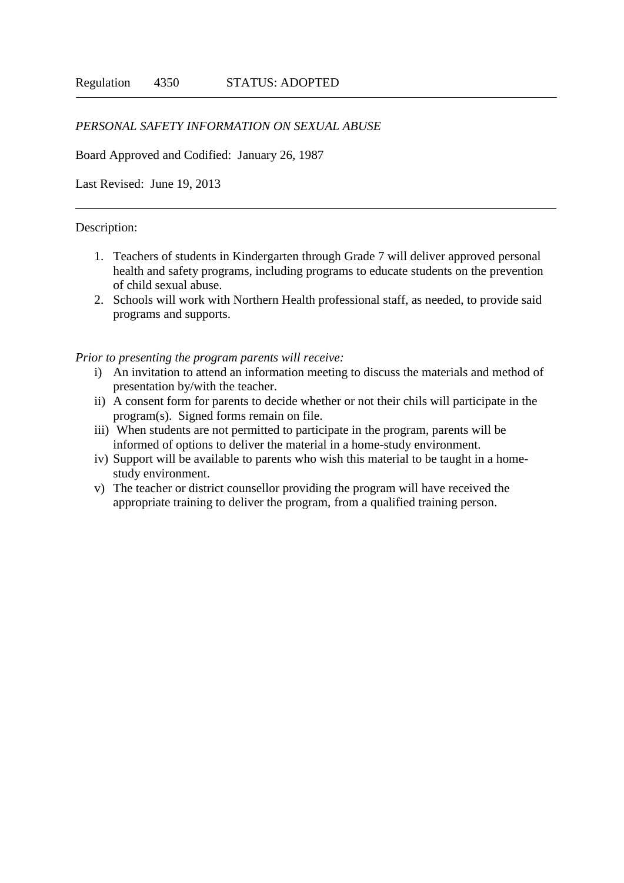Regulation 4350 STATUS: ADOPTED

---

*PERSONAL SAFETY INFORMATION ON SEXUAL ABUSE*

Board Approved and Codified: January 26, 1987

Last Revised: June 19, 2013

---

Description:

1. Teachers of students in Kindergarten through Grade 7 will deliver approved personal health and safety programs, including programs to educate students on the prevention of child sexual abuse.
2. Schools will work with Northern Health professional staff, as needed, to provide said programs and supports.

*Prior to presenting the program parents will receive:*

i) An invitation to attend an information meeting to discuss the materials and method of presentation by/with the teacher.

ii) A consent form for parents to decide whether or not their chils will participate in the program(s). Signed forms remain on file.

iii) When students are not permitted to participate in the program, parents will be informed of options to deliver the material in a home-study environment.

iv) Support will be available to parents who wish this material to be taught in a home-study environment.

v) The teacher or district counsellor providing the program will have received the appropriate training to deliver the program, from a qualified training person.